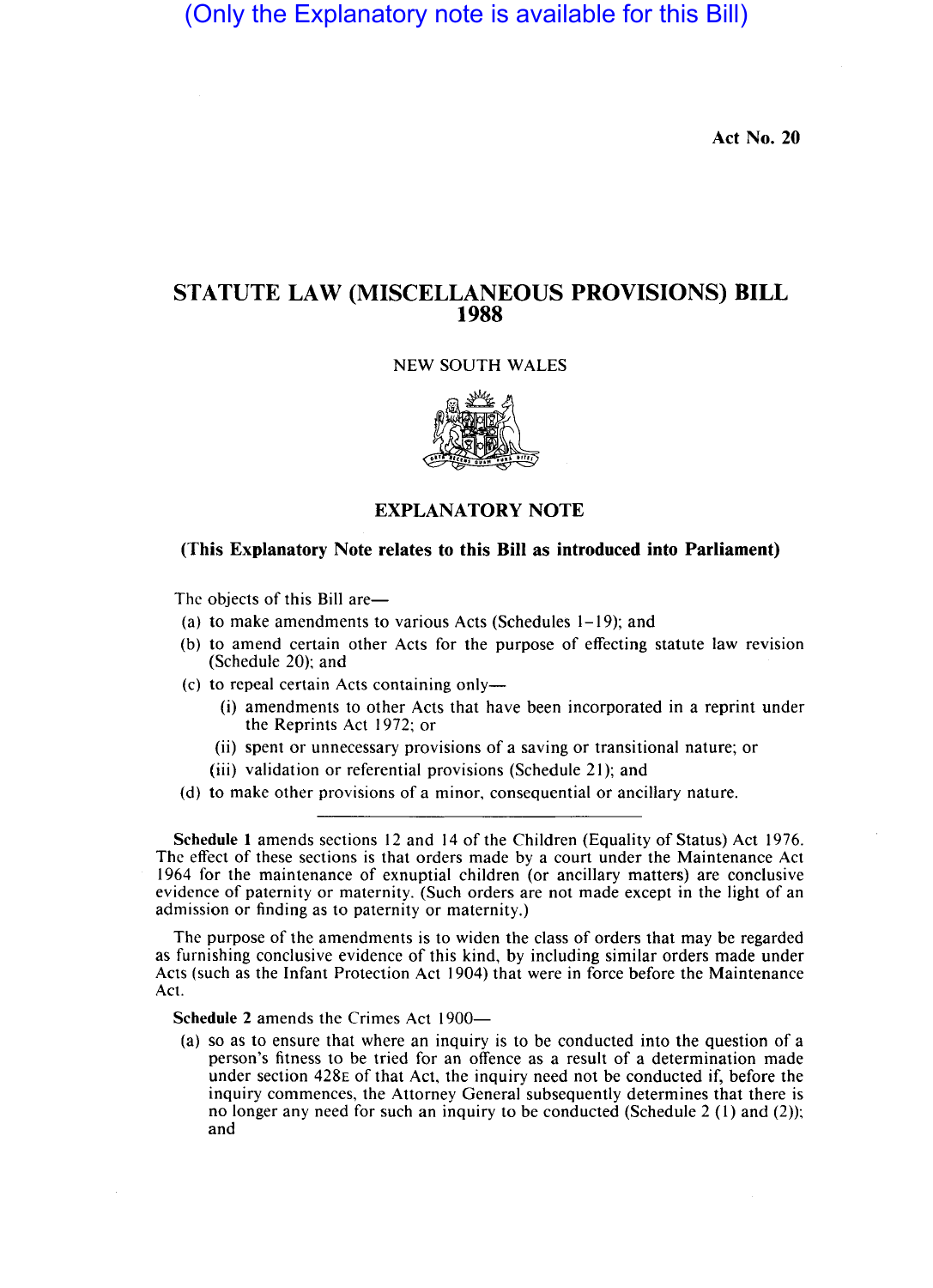(Only the Explanatory note is available for this Bill)

Act No. 20

# STATUTE LAW (MISCELLANEOUS PROVISIONS) BILL 1988

NEW SOUTH WALES

## EXPLANATORY NOTE

**(This Explanatory Note relates to this Bill as introduced into Parliament)**

The objects of this Bill are—

(a) to make amendments to various Acts (Schedules 1–19); and

(b) to amend certain other Acts for the purpose of effecting statute law revision (Schedule 20); and

(c) to repeal certain Acts containing only—

- (i) amendments to other Acts that have been incorporated in a reprint under the Reprints Act 1972; or
- (ii) spent or unnecessary provisions of a saving or transitional nature; or
- (iii) validation or referential provisions (Schedule 21); and

(d) to make other provisions of a minor, consequential or ancillary nature.

---

**Schedule 1** amends sections 12 and 14 of the Children (Equality of Status) Act 1976. The effect of these sections is that orders made by a court under the Maintenance Act 1964 for the maintenance of exnuptial children (or ancillary matters) are conclusive evidence of paternity or maternity. (Such orders are not made except in the light of an admission or finding as to paternity or maternity.)

The purpose of the amendments is to widen the class of orders that may be regarded as furnishing conclusive evidence of this kind, by including similar orders made under Acts (such as the Infant Protection Act 1904) that were in force before the Maintenance Act.

**Schedule 2** amends the Crimes Act 1900—

(a) so as to ensure that where an inquiry is to be conducted into the question of a person's fitness to be tried for an offence as a result of a determination made under section 428E of that Act, the inquiry need not be conducted if, before the inquiry commences, the Attorney General subsequently determines that there is no longer any need for such an inquiry to be conducted (Schedule 2 (1) and (2)); and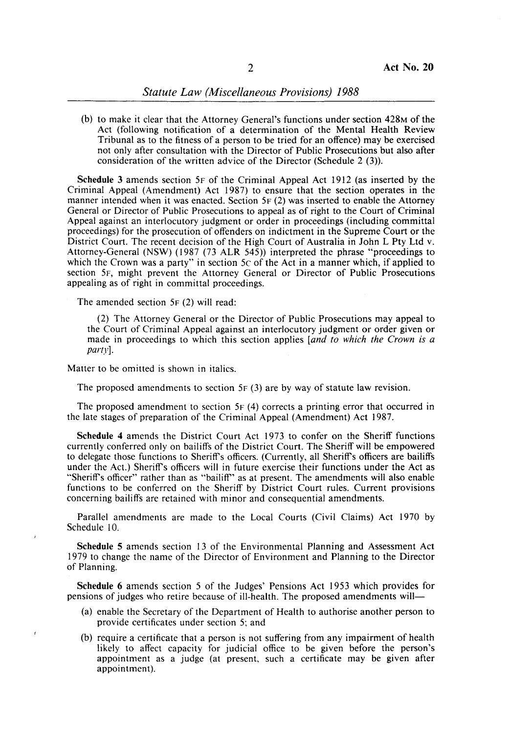(b) to make it clear that the Attorney General's functions under section 428M of the Act (following notification of a determination of the Mental Health Review Tribunal as to the fitness of a person to be tried for an offence) may be exercised not only after consultation with the Director of Public Prosecutions but also after consideration of the written advice of the Director (Schedule 2 (3)).

**Schedule 3** amends section 5F of the Criminal Appeal Act 1912 (as inserted by the Criminal Appeal (Amendment) Act 1987) to ensure that the section operates in the manner intended when it was enacted. Section 5F (2) was inserted to enable the Attorney General or Director of Public Prosecutions to appeal as of right to the Court of Criminal Appeal against an interlocutory judgment or order in proceedings (including committal proceedings) for the prosecution of offenders on indictment in the Supreme Court or the District Court. The recent decision of the High Court of Australia in John L Pty Ltd v. Attorney-General (NSW) (1987 (73 ALR 545)) interpreted the phrase "proceedings to which the Crown was a party" in section 5C of the Act in a manner which, if applied to section 5F, might prevent the Attorney General or Director of Public Prosecutions appealing as of right in committal proceedings.

The amended section 5F (2) will read:

> (2) The Attorney General or the Director of Public Prosecutions may appeal to the Court of Criminal Appeal against an interlocutory judgment or order given or made in proceedings to which this section applies [*and to which the Crown is a party*].

Matter to be omitted is shown in italics.

The proposed amendments to section 5F (3) are by way of statute law revision.

The proposed amendment to section 5F (4) corrects a printing error that occurred in the late stages of preparation of the Criminal Appeal (Amendment) Act 1987.

**Schedule 4** amends the District Court Act 1973 to confer on the Sheriff functions currently conferred only on bailiffs of the District Court. The Sheriff will be empowered to delegate those functions to Sheriff's officers. (Currently, all Sheriff's officers are bailiffs under the Act.) Sheriff's officers will in future exercise their functions under the Act as "Sheriff's officer" rather than as "bailiff" as at present. The amendments will also enable functions to be conferred on the Sheriff by District Court rules. Current provisions concerning bailiffs are retained with minor and consequential amendments.

Parallel amendments are made to the Local Courts (Civil Claims) Act 1970 by Schedule 10.

**Schedule 5** amends section 13 of the Environmental Planning and Assessment Act 1979 to change the name of the Director of Environment and Planning to the Director of Planning.

**Schedule 6** amends section 5 of the Judges' Pensions Act 1953 which provides for pensions of judges who retire because of ill-health. The proposed amendments will—

(a) enable the Secretary of the Department of Health to authorise another person to provide certificates under section 5; and

(b) require a certificate that a person is not suffering from any impairment of health likely to affect capacity for judicial office to be given before the person's appointment as a judge (at present, such a certificate may be given after appointment).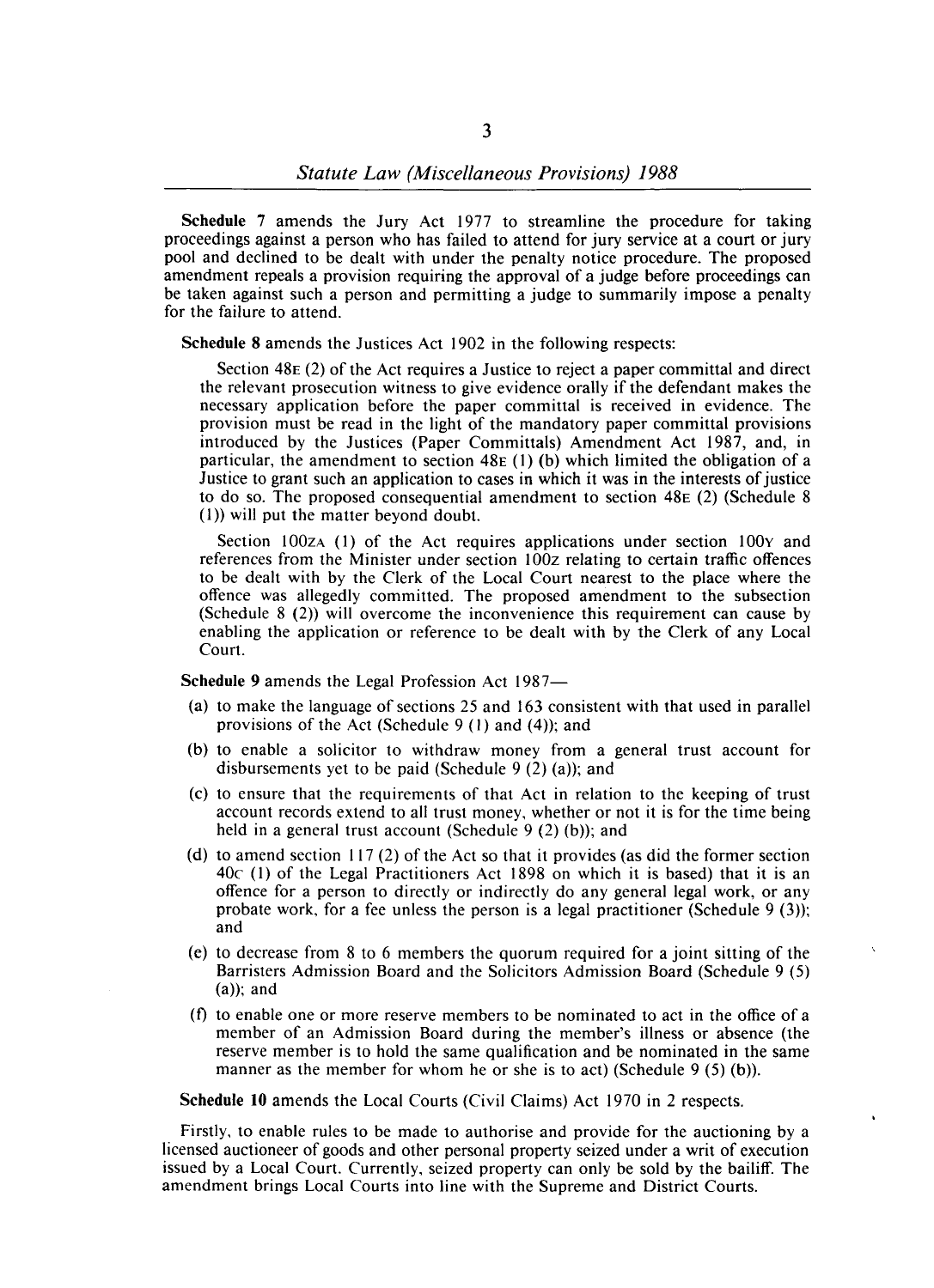**Schedule 7** amends the Jury Act 1977 to streamline the procedure for taking proceedings against a person who has failed to attend for jury service at a court or jury pool and declined to be dealt with under the penalty notice procedure. The proposed amendment repeals a provision requiring the approval of a judge before proceedings can be taken against such a person and permitting a judge to summarily impose a penalty for the failure to attend.

**Schedule 8** amends the Justices Act 1902 in the following respects:

Section 48E (2) of the Act requires a Justice to reject a paper committal and direct the relevant prosecution witness to give evidence orally if the defendant makes the necessary application before the paper committal is received in evidence. The provision must be read in the light of the mandatory paper committal provisions introduced by the Justices (Paper Committals) Amendment Act 1987, and, in particular, the amendment to section 48E (1) (b) which limited the obligation of a Justice to grant such an application to cases in which it was in the interests of justice to do so. The proposed consequential amendment to section 48E (2) (Schedule 8 (1)) will put the matter beyond doubt.

Section 100ZA (1) of the Act requires applications under section 100Y and references from the Minister under section 100Z relating to certain traffic offences to be dealt with by the Clerk of the Local Court nearest to the place where the offence was allegedly committed. The proposed amendment to the subsection (Schedule 8 (2)) will overcome the inconvenience this requirement can cause by enabling the application or reference to be dealt with by the Clerk of any Local Court.

**Schedule 9** amends the Legal Profession Act 1987—

(a) to make the language of sections 25 and 163 consistent with that used in parallel provisions of the Act (Schedule 9 (1) and (4)); and

(b) to enable a solicitor to withdraw money from a general trust account for disbursements yet to be paid (Schedule 9 (2) (a)); and

(c) to ensure that the requirements of that Act in relation to the keeping of trust account records extend to all trust money, whether or not it is for the time being held in a general trust account (Schedule 9 (2) (b)); and

(d) to amend section 117 (2) of the Act so that it provides (as did the former section 40C (1) of the Legal Practitioners Act 1898 on which it is based) that it is an offence for a person to directly or indirectly do any general legal work, or any probate work, for a fee unless the person is a legal practitioner (Schedule 9 (3)); and

(e) to decrease from 8 to 6 members the quorum required for a joint sitting of the Barristers Admission Board and the Solicitors Admission Board (Schedule 9 (5) (a)); and

(f) to enable one or more reserve members to be nominated to act in the office of a member of an Admission Board during the member's illness or absence (the reserve member is to hold the same qualification and be nominated in the same manner as the member for whom he or she is to act) (Schedule 9 (5) (b)).

**Schedule 10** amends the Local Courts (Civil Claims) Act 1970 in 2 respects.

Firstly, to enable rules to be made to authorise and provide for the auctioning by a licensed auctioneer of goods and other personal property seized under a writ of execution issued by a Local Court. Currently, seized property can only be sold by the bailiff. The amendment brings Local Courts into line with the Supreme and District Courts.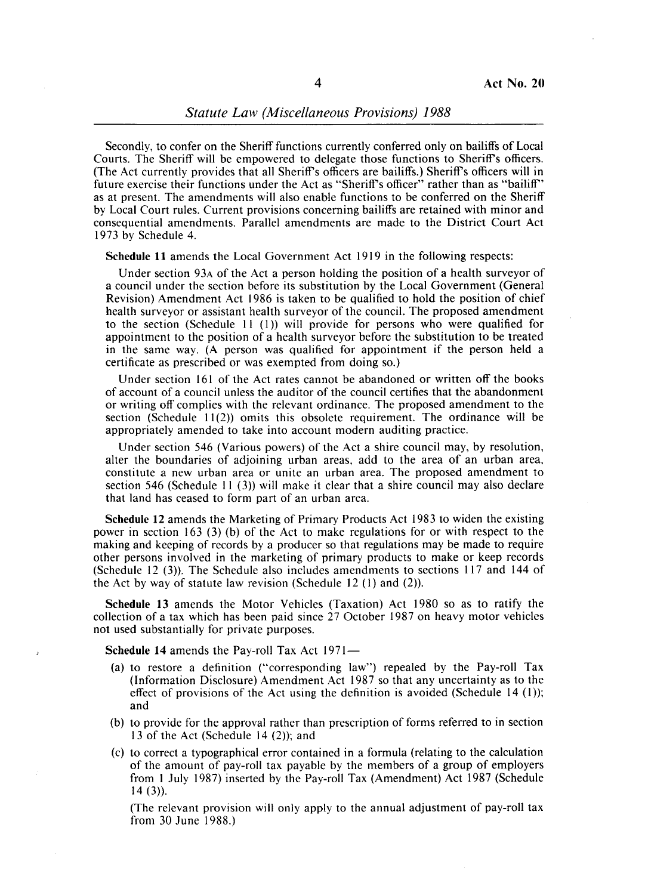Secondly, to confer on the Sheriff functions currently conferred only on bailiffs of Local Courts. The Sheriff will be empowered to delegate those functions to Sheriff's officers. (The Act currently provides that all Sheriff's officers are bailiffs.) Sheriff's officers will in future exercise their functions under the Act as "Sheriff's officer" rather than as "bailiff" as at present. The amendments will also enable functions to be conferred on the Sheriff by Local Court rules. Current provisions concerning bailiffs are retained with minor and consequential amendments. Parallel amendments are made to the District Court Act 1973 by Schedule 4.

**Schedule 11** amends the Local Government Act 1919 in the following respects:

Under section 93A of the Act a person holding the position of a health surveyor of a council under the section before its substitution by the Local Government (General Revision) Amendment Act 1986 is taken to be qualified to hold the position of chief health surveyor or assistant health surveyor of the council. The proposed amendment to the section (Schedule 11 (1)) will provide for persons who were qualified for appointment to the position of a health surveyor before the substitution to be treated in the same way. (A person was qualified for appointment if the person held a certificate as prescribed or was exempted from doing so.)

Under section 161 of the Act rates cannot be abandoned or written off the books of account of a council unless the auditor of the council certifies that the abandonment or writing off complies with the relevant ordinance. The proposed amendment to the section (Schedule 11(2)) omits this obsolete requirement. The ordinance will be appropriately amended to take into account modern auditing practice.

Under section 546 (Various powers) of the Act a shire council may, by resolution, alter the boundaries of adjoining urban areas, add to the area of an urban area, constitute a new urban area or unite an urban area. The proposed amendment to section 546 (Schedule 11 (3)) will make it clear that a shire council may also declare that land has ceased to form part of an urban area.

**Schedule 12** amends the Marketing of Primary Products Act 1983 to widen the existing power in section 163 (3) (b) of the Act to make regulations for or with respect to the making and keeping of records by a producer so that regulations may be made to require other persons involved in the marketing of primary products to make or keep records (Schedule 12 (3)). The Schedule also includes amendments to sections 117 and 144 of the Act by way of statute law revision (Schedule 12 (1) and (2)).

**Schedule 13** amends the Motor Vehicles (Taxation) Act 1980 so as to ratify the collection of a tax which has been paid since 27 October 1987 on heavy motor vehicles not used substantially for private purposes.

**Schedule 14** amends the Pay-roll Tax Act 1971—

(a) to restore a definition ("corresponding law") repealed by the Pay-roll Tax (Information Disclosure) Amendment Act 1987 so that any uncertainty as to the effect of provisions of the Act using the definition is avoided (Schedule 14 (1)); and

(b) to provide for the approval rather than prescription of forms referred to in section 13 of the Act (Schedule 14 (2)); and

(c) to correct a typographical error contained in a formula (relating to the calculation of the amount of pay-roll tax payable by the members of a group of employers from 1 July 1987) inserted by the Pay-roll Tax (Amendment) Act 1987 (Schedule 14 (3)).

(The relevant provision will only apply to the annual adjustment of pay-roll tax from 30 June 1988.)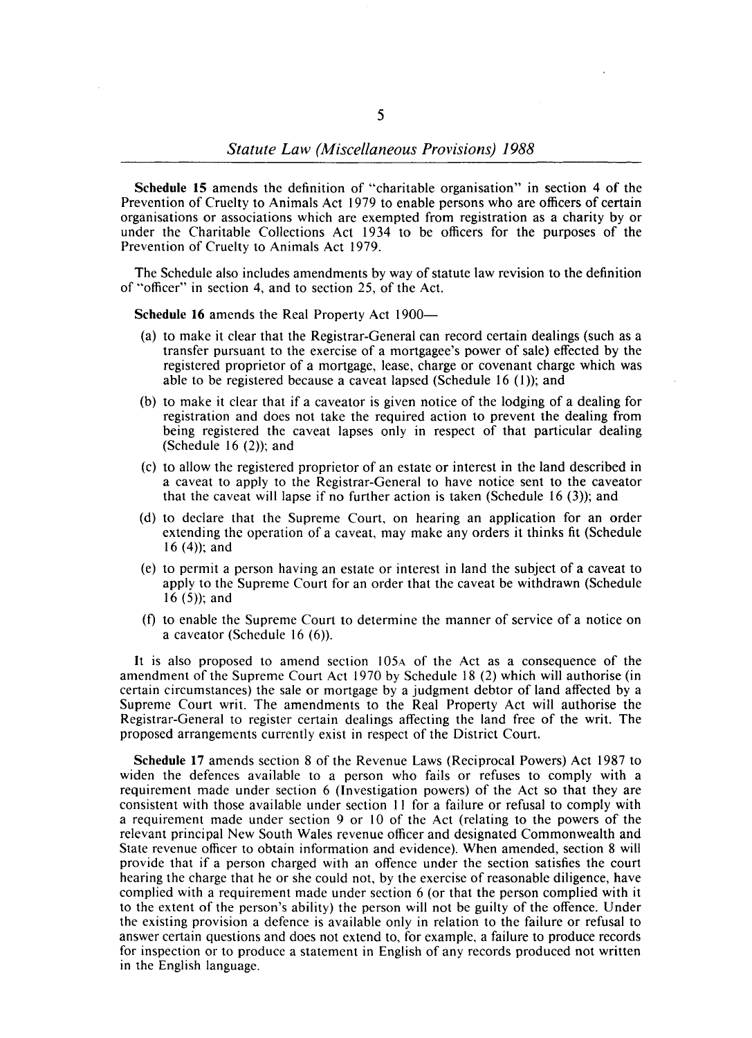**Schedule 15** amends the definition of "charitable organisation" in section 4 of the Prevention of Cruelty to Animals Act 1979 to enable persons who are officers of certain organisations or associations which are exempted from registration as a charity by or under the Charitable Collections Act 1934 to be officers for the purposes of the Prevention of Cruelty to Animals Act 1979.

The Schedule also includes amendments by way of statute law revision to the definition of "officer" in section 4, and to section 25, of the Act.

**Schedule 16** amends the Real Property Act 1900—

(a) to make it clear that the Registrar-General can record certain dealings (such as a transfer pursuant to the exercise of a mortgagee's power of sale) effected by the registered proprietor of a mortgage, lease, charge or covenant charge which was able to be registered because a caveat lapsed (Schedule 16 (1)); and

(b) to make it clear that if a caveator is given notice of the lodging of a dealing for registration and does not take the required action to prevent the dealing from being registered the caveat lapses only in respect of that particular dealing (Schedule 16 (2)); and

(c) to allow the registered proprietor of an estate or interest in the land described in a caveat to apply to the Registrar-General to have notice sent to the caveator that the caveat will lapse if no further action is taken (Schedule 16 (3)); and

(d) to declare that the Supreme Court, on hearing an application for an order extending the operation of a caveat, may make any orders it thinks fit (Schedule 16 (4)); and

(e) to permit a person having an estate or interest in land the subject of a caveat to apply to the Supreme Court for an order that the caveat be withdrawn (Schedule 16 (5)); and

(f) to enable the Supreme Court to determine the manner of service of a notice on a caveator (Schedule 16 (6)).

It is also proposed to amend section 105A of the Act as a consequence of the amendment of the Supreme Court Act 1970 by Schedule 18 (2) which will authorise (in certain circumstances) the sale or mortgage by a judgment debtor of land affected by a Supreme Court writ. The amendments to the Real Property Act will authorise the Registrar-General to register certain dealings affecting the land free of the writ. The proposed arrangements currently exist in respect of the District Court.

**Schedule 17** amends section 8 of the Revenue Laws (Reciprocal Powers) Act 1987 to widen the defences available to a person who fails or refuses to comply with a requirement made under section 6 (Investigation powers) of the Act so that they are consistent with those available under section 11 for a failure or refusal to comply with a requirement made under section 9 or 10 of the Act (relating to the powers of the relevant principal New South Wales revenue officer and designated Commonwealth and State revenue officer to obtain information and evidence). When amended, section 8 will provide that if a person charged with an offence under the section satisfies the court hearing the charge that he or she could not, by the exercise of reasonable diligence, have complied with a requirement made under section 6 (or that the person complied with it to the extent of the person's ability) the person will not be guilty of the offence. Under the existing provision a defence is available only in relation to the failure or refusal to answer certain questions and does not extend to, for example, a failure to produce records for inspection or to produce a statement in English of any records produced not written in the English language.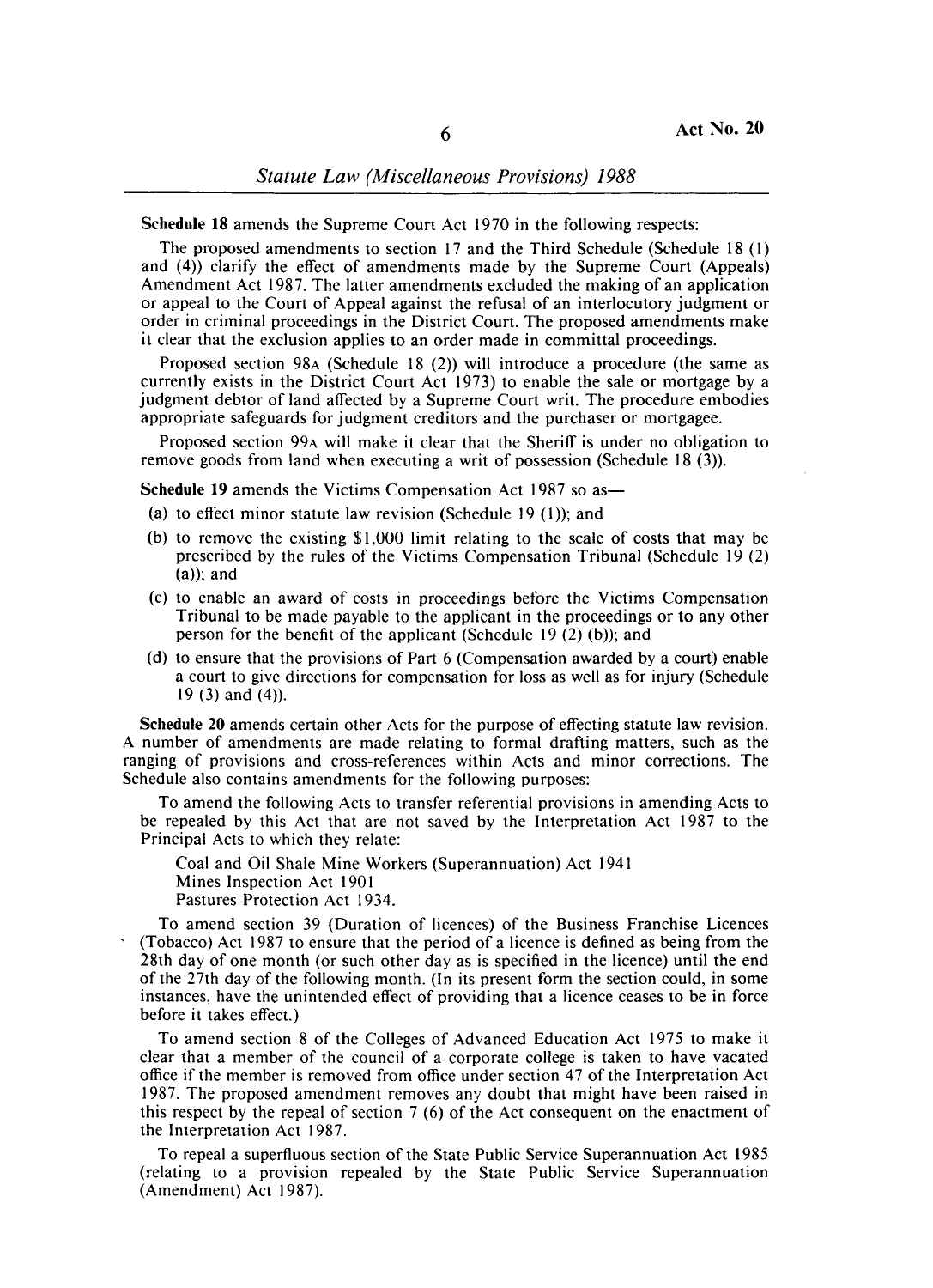**Schedule 18** amends the Supreme Court Act 1970 in the following respects:

The proposed amendments to section 17 and the Third Schedule (Schedule 18 (1) and (4)) clarify the effect of amendments made by the Supreme Court (Appeals) Amendment Act 1987. The latter amendments excluded the making of an application or appeal to the Court of Appeal against the refusal of an interlocutory judgment or order in criminal proceedings in the District Court. The proposed amendments make it clear that the exclusion applies to an order made in committal proceedings.

Proposed section 98A (Schedule 18 (2)) will introduce a procedure (the same as currently exists in the District Court Act 1973) to enable the sale or mortgage by a judgment debtor of land affected by a Supreme Court writ. The procedure embodies appropriate safeguards for judgment creditors and the purchaser or mortgagee.

Proposed section 99A will make it clear that the Sheriff is under no obligation to remove goods from land when executing a writ of possession (Schedule 18 (3)).

**Schedule 19** amends the Victims Compensation Act 1987 so as—

(a) to effect minor statute law revision (Schedule 19 (1)); and

(b) to remove the existing $1,000 limit relating to the scale of costs that may be prescribed by the rules of the Victims Compensation Tribunal (Schedule 19 (2) (a)); and

(c) to enable an award of costs in proceedings before the Victims Compensation Tribunal to be made payable to the applicant in the proceedings or to any other person for the benefit of the applicant (Schedule 19 (2) (b)); and

(d) to ensure that the provisions of Part 6 (Compensation awarded by a court) enable a court to give directions for compensation for loss as well as for injury (Schedule 19 (3) and (4)).

**Schedule 20** amends certain other Acts for the purpose of effecting statute law revision. A number of amendments are made relating to formal drafting matters, such as the ranging of provisions and cross-references within Acts and minor corrections. The Schedule also contains amendments for the following purposes:

To amend the following Acts to transfer referential provisions in amending Acts to be repealed by this Act that are not saved by the Interpretation Act 1987 to the Principal Acts to which they relate:

Coal and Oil Shale Mine Workers (Superannuation) Act 1941
Mines Inspection Act 1901
Pastures Protection Act 1934.

To amend section 39 (Duration of licences) of the Business Franchise Licences (Tobacco) Act 1987 to ensure that the period of a licence is defined as being from the 28th day of one month (or such other day as is specified in the licence) until the end of the 27th day of the following month. (In its present form the section could, in some instances, have the unintended effect of providing that a licence ceases to be in force before it takes effect.)

To amend section 8 of the Colleges of Advanced Education Act 1975 to make it clear that a member of the council of a corporate college is taken to have vacated office if the member is removed from office under section 47 of the Interpretation Act 1987. The proposed amendment removes any doubt that might have been raised in this respect by the repeal of section 7 (6) of the Act consequent on the enactment of the Interpretation Act 1987.

To repeal a superfluous section of the State Public Service Superannuation Act 1985 (relating to a provision repealed by the State Public Service Superannuation (Amendment) Act 1987).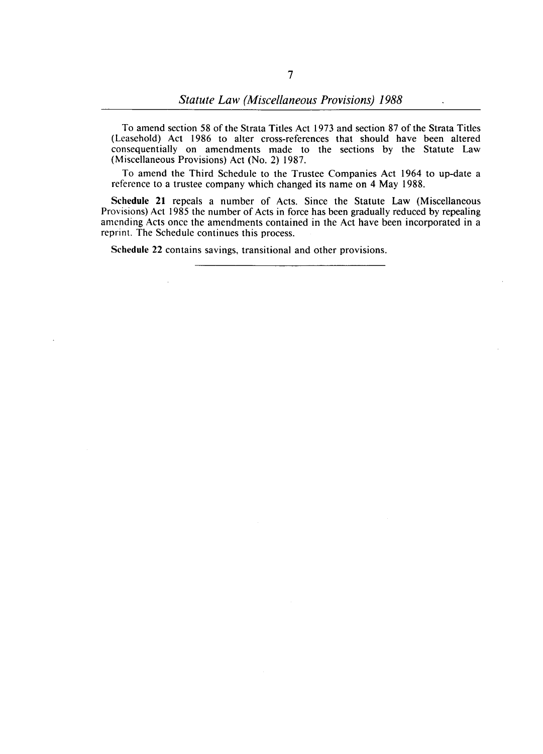To amend section 58 of the Strata Titles Act 1973 and section 87 of the Strata Titles (Leasehold) Act 1986 to alter cross-references that should have been altered consequentially on amendments made to the sections by the Statute Law (Miscellaneous Provisions) Act (No. 2) 1987.

To amend the Third Schedule to the Trustee Companies Act 1964 to up-date a reference to a trustee company which changed its name on 4 May 1988.

**Schedule 21** repeals a number of Acts. Since the Statute Law (Miscellaneous Provisions) Act 1985 the number of Acts in force has been gradually reduced by repealing amending Acts once the amendments contained in the Act have been incorporated in a reprint. The Schedule continues this process.

**Schedule 22** contains savings, transitional and other provisions.